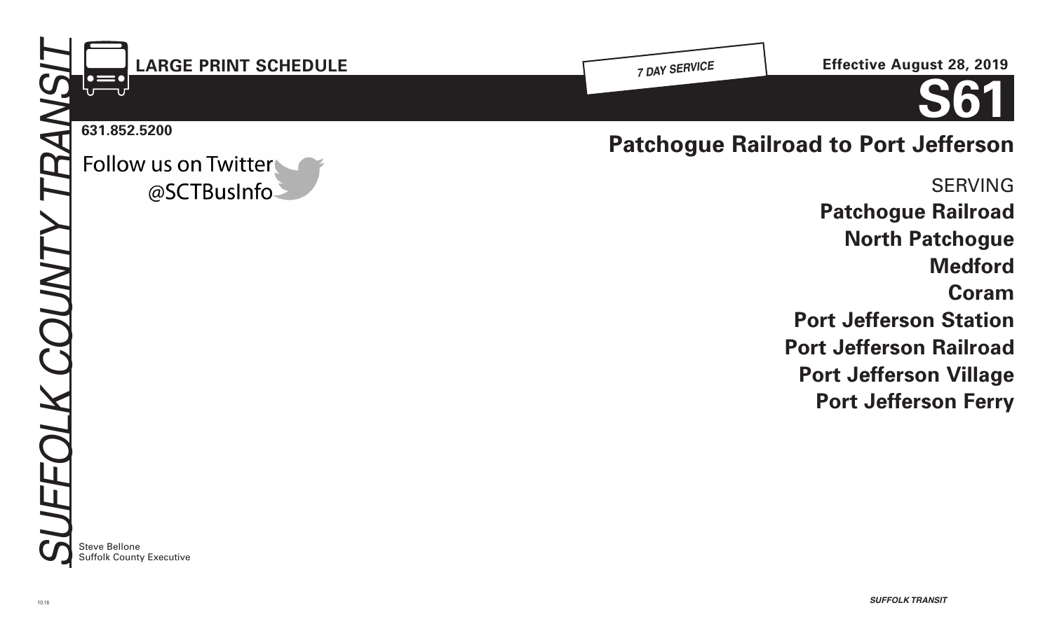*SUFFOLK COUNTY TRANSIT*

**LARGE PRINT SCHEDULE**

*7 DAY SERVICE*

**Effective August 28, 2019**

# S61

**631.852.5200**

Follow us on Twitter
@SCTBusInfo

## Patchogue Railroad to Port Jefferson

SERVING

**Patchogue Railroad**

**North Patchogue**

**Medford**

**Coram**

**Port Jefferson Station**

**Port Jefferson Railroad**

**Port Jefferson Village**

**Port Jefferson Ferry**

Steve Bellone
Suffolk County Executive

10.16

*SUFFOLK TRANSIT*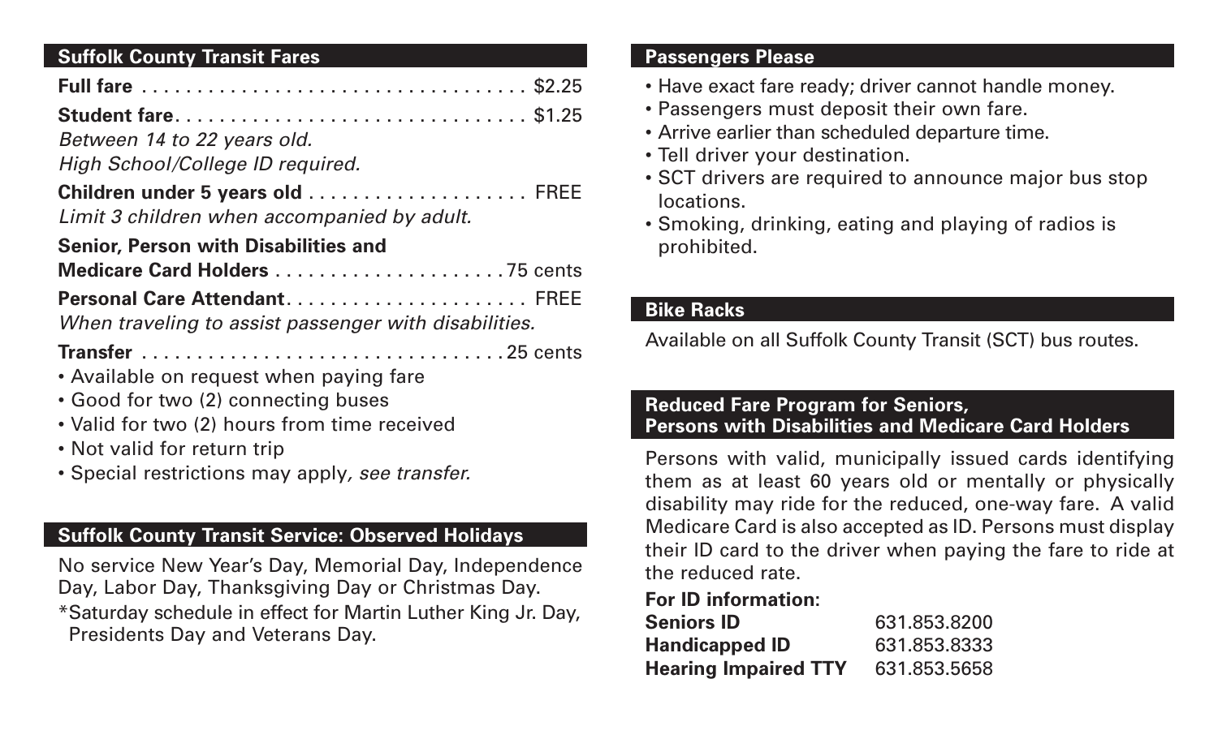## Suffolk County Transit Fares

| Fare | Price |
|---|---|
| **Full fare** | $2.25 |
| **Student fare**<br>*Between 14 to 22 years old.*<br>*High School/College ID required.* | $1.25 |
| **Children under 5 years old**<br>*Limit 3 children when accompanied by adult.* | FREE |
| **Senior, Person with Disabilities and Medicare Card Holders** | 75 cents |
| **Personal Care Attendant**<br>*When traveling to assist passenger with disabilities.* | FREE |
| **Transfer** | 25 cents |

- Available on request when paying fare
- Good for two (2) connecting buses
- Valid for two (2) hours from time received
- Not valid for return trip
- Special restrictions may apply*, see transfer.*

## Suffolk County Transit Service: Observed Holidays

No service New Year's Day, Memorial Day, Independence Day, Labor Day, Thanksgiving Day or Christmas Day.

*Saturday schedule in effect for Martin Luther King Jr. Day, Presidents Day and Veterans Day.

## Passengers Please

- Have exact fare ready; driver cannot handle money.
- Passengers must deposit their own fare.
- Arrive earlier than scheduled departure time.
- Tell driver your destination.
- SCT drivers are required to announce major bus stop locations.
- Smoking, drinking, eating and playing of radios is prohibited.

## Bike Racks

Available on all Suffolk County Transit (SCT) bus routes.

## Reduced Fare Program for Seniors, Persons with Disabilities and Medicare Card Holders

Persons with valid, municipally issued cards identifying them as at least 60 years old or mentally or physically disability may ride for the reduced, one-way fare. A valid Medicare Card is also accepted as ID. Persons must display their ID card to the driver when paying the fare to ride at the reduced rate.

**For ID information:**

| | |
|---|---|
| **Seniors ID** | 631.853.8200 |
| **Handicapped ID** | 631.853.8333 |
| **Hearing Impaired TTY** | 631.853.5658 |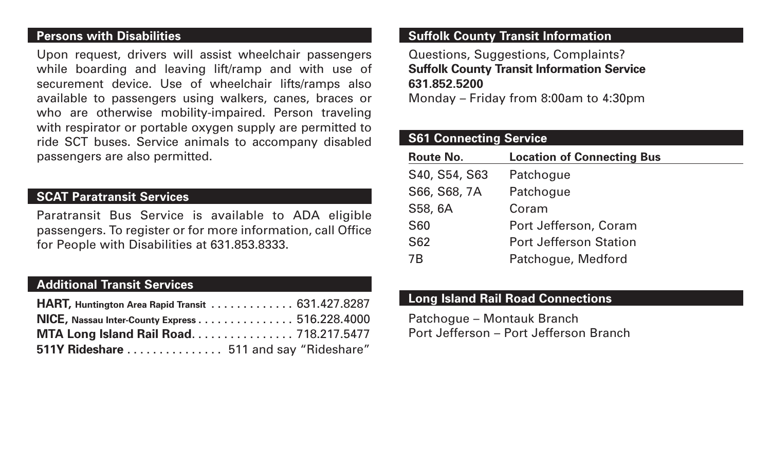## Persons with Disabilities

Upon request, drivers will assist wheelchair passengers while boarding and leaving lift/ramp and with use of securement device. Use of wheelchair lifts/ramps also available to passengers using walkers, canes, braces or who are otherwise mobility-impaired. Person traveling with respirator or portable oxygen supply are permitted to ride SCT buses. Service animals to accompany disabled passengers are also permitted.

## SCAT Paratransit Services

Paratransit Bus Service is available to ADA eligible passengers. To register or for more information, call Office for People with Disabilities at 631.853.8333.

## Additional Transit Services

**HART,** **Huntington Area Rapid Transit** ............. 631.427.8287
**NICE,** **Nassau Inter-County Express** ............... 516.228.4000
**MTA Long Island Rail Road**................ 718.217.5477
**511Y Rideshare** ............... 511 and say "Rideshare"

## Suffolk County Transit Information

Questions, Suggestions, Complaints?
**Suffolk County Transit Information Service**
**631.852.5200**
Monday – Friday from 8:00am to 4:30pm

## S61 Connecting Service

| Route No. | Location of Connecting Bus |
|---|---|
| S40, S54, S63 | Patchogue |
| S66, S68, 7A | Patchogue |
| S58, 6A | Coram |
| S60 | Port Jefferson, Coram |
| S62 | Port Jefferson Station |
| 7B | Patchogue, Medford |

## Long Island Rail Road Connections

Patchogue – Montauk Branch
Port Jefferson – Port Jefferson Branch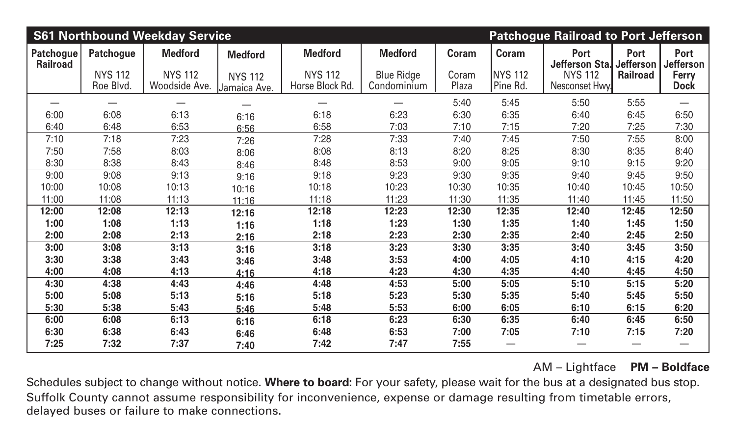## S61 Northbound Weekday Service — Patchogue Railroad to Port Jefferson

| Patchogue Railroad | Patchogue NYS 112 Roe Blvd. | Medford NYS 112 Woodside Ave. | Medford NYS 112 Jamaica Ave. | Medford NYS 112 Horse Block Rd. | Medford Blue Ridge Condominium | Coram Coram Plaza | Coram NYS 112 Pine Rd. | Port Jefferson Sta. NYS 112 Nesconset Hwy. | Port Jefferson Railroad | Port Jefferson Ferry Dock |
|---|---|---|---|---|---|---|---|---|---|---|
| — | — | — | — | — | — | 5:40 | 5:45 | 5:50 | 5:55 | — |
| 6:00 | 6:08 | 6:13 | 6:16 | 6:18 | 6:23 | 6:30 | 6:35 | 6:40 | 6:45 | 6:50 |
| 6:40 | 6:48 | 6:53 | 6:56 | 6:58 | 7:03 | 7:10 | 7:15 | 7:20 | 7:25 | 7:30 |
| 7:10 | 7:18 | 7:23 | 7:26 | 7:28 | 7:33 | 7:40 | 7:45 | 7:50 | 7:55 | 8:00 |
| 7:50 | 7:58 | 8:03 | 8:06 | 8:08 | 8:13 | 8:20 | 8:25 | 8:30 | 8:35 | 8:40 |
| 8:30 | 8:38 | 8:43 | 8:46 | 8:48 | 8:53 | 9:00 | 9:05 | 9:10 | 9:15 | 9:20 |
| 9:00 | 9:08 | 9:13 | 9:16 | 9:18 | 9:23 | 9:30 | 9:35 | 9:40 | 9:45 | 9:50 |
| 10:00 | 10:08 | 10:13 | 10:16 | 10:18 | 10:23 | 10:30 | 10:35 | 10:40 | 10:45 | 10:50 |
| 11:00 | 11:08 | 11:13 | 11:16 | 11:18 | 11:23 | 11:30 | 11:35 | 11:40 | 11:45 | 11:50 |
| **12:00** | **12:08** | **12:13** | **12:16** | **12:18** | **12:23** | **12:30** | **12:35** | **12:40** | **12:45** | **12:50** |
| **1:00** | **1:08** | **1:13** | **1:16** | **1:18** | **1:23** | **1:30** | **1:35** | **1:40** | **1:45** | **1:50** |
| **2:00** | **2:08** | **2:13** | **2:16** | **2:18** | **2:23** | **2:30** | **2:35** | **2:40** | **2:45** | **2:50** |
| **3:00** | **3:08** | **3:13** | **3:16** | **3:18** | **3:23** | **3:30** | **3:35** | **3:40** | **3:45** | **3:50** |
| **3:30** | **3:38** | **3:43** | **3:46** | **3:48** | **3:53** | **4:00** | **4:05** | **4:10** | **4:15** | **4:20** |
| **4:00** | **4:08** | **4:13** | **4:16** | **4:18** | **4:23** | **4:30** | **4:35** | **4:40** | **4:45** | **4:50** |
| **4:30** | **4:38** | **4:43** | **4:46** | **4:48** | **4:53** | **5:00** | **5:05** | **5:10** | **5:15** | **5:20** |
| **5:00** | **5:08** | **5:13** | **5:16** | **5:18** | **5:23** | **5:30** | **5:35** | **5:40** | **5:45** | **5:50** |
| **5:30** | **5:38** | **5:43** | **5:46** | **5:48** | **5:53** | **6:00** | **6:05** | **6:10** | **6:15** | **6:20** |
| **6:00** | **6:08** | **6:13** | **6:16** | **6:18** | **6:23** | **6:30** | **6:35** | **6:40** | **6:45** | **6:50** |
| **6:30** | **6:38** | **6:43** | **6:46** | **6:48** | **6:53** | **7:00** | **7:05** | **7:10** | **7:15** | **7:20** |
| **7:25** | **7:32** | **7:37** | **7:40** | **7:42** | **7:47** | **7:55** | — | — | — | — |

AM – Lightface **PM – Boldface**

Schedules subject to change without notice. **Where to board:** For your safety, please wait for the bus at a designated bus stop. Suffolk County cannot assume responsibility for inconvenience, expense or damage resulting from timetable errors, delayed buses or failure to make connections.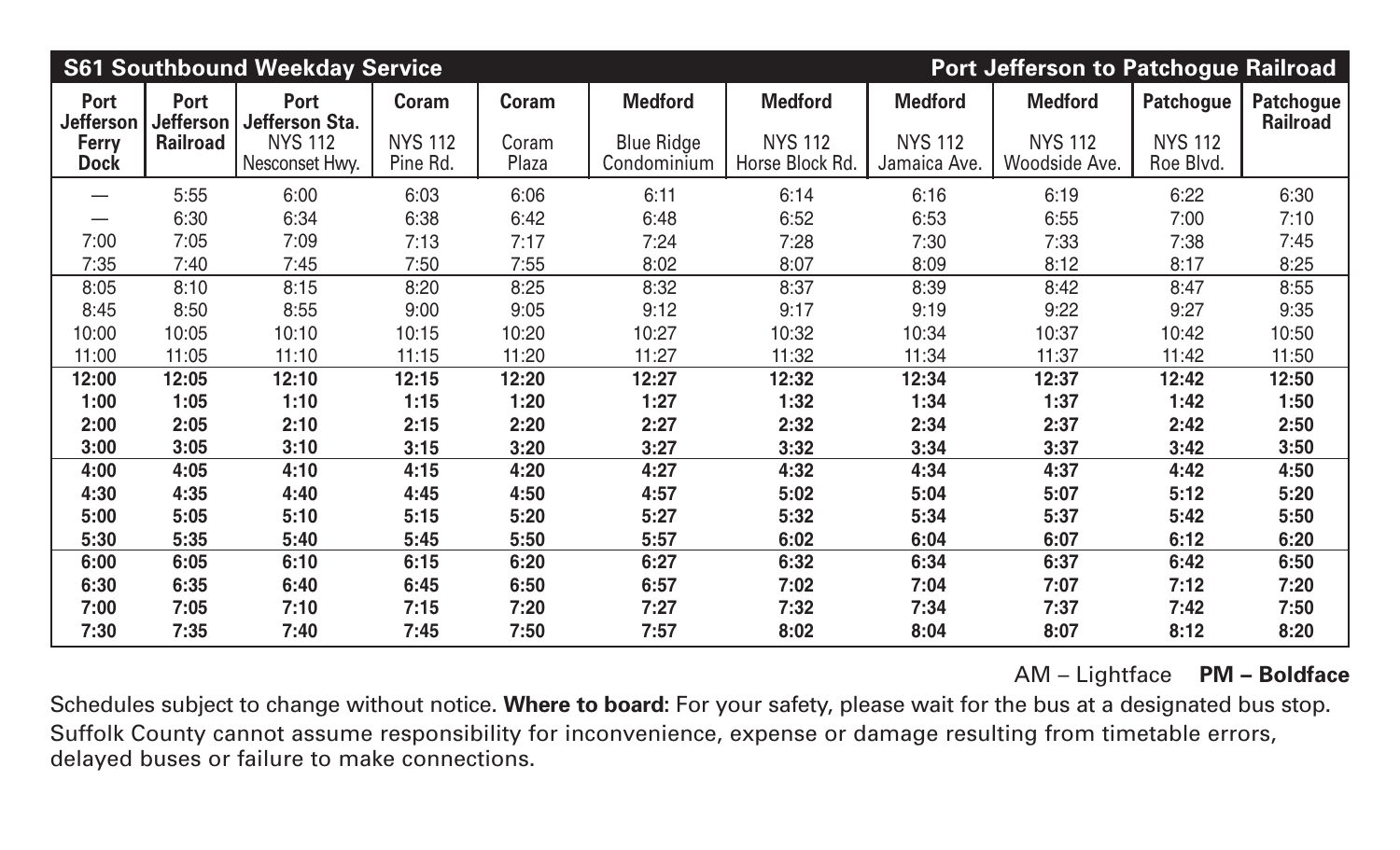| S61 Southbound Weekday Service | | | | | | | | | | Port Jefferson to Patchogue Railroad |
|---|---|---|---|---|---|---|---|---|---|---|
| **Port Jefferson Ferry Dock** | **Port Jefferson Railroad** | **Port Jefferson Sta.** NYS 112 Nesconset Hwy. | **Coram** NYS 112 Pine Rd. | **Coram** Coram Plaza | **Medford** Blue Ridge Condominium | **Medford** NYS 112 Horse Block Rd. | **Medford** NYS 112 Jamaica Ave. | **Medford** NYS 112 Woodside Ave. | **Patchogue** NYS 112 Roe Blvd. | **Patchogue Railroad** |
| — | 5:55 | 6:00 | 6:03 | 6:06 | 6:11 | 6:14 | 6:16 | 6:19 | 6:22 | 6:30 |
| — | 6:30 | 6:34 | 6:38 | 6:42 | 6:48 | 6:52 | 6:53 | 6:55 | 7:00 | 7:10 |
| 7:00 | 7:05 | 7:09 | 7:13 | 7:17 | 7:24 | 7:28 | 7:30 | 7:33 | 7:38 | 7:45 |
| 7:35 | 7:40 | 7:45 | 7:50 | 7:55 | 8:02 | 8:07 | 8:09 | 8:12 | 8:17 | 8:25 |
| 8:05 | 8:10 | 8:15 | 8:20 | 8:25 | 8:32 | 8:37 | 8:39 | 8:42 | 8:47 | 8:55 |
| 8:45 | 8:50 | 8:55 | 9:00 | 9:05 | 9:12 | 9:17 | 9:19 | 9:22 | 9:27 | 9:35 |
| 10:00 | 10:05 | 10:10 | 10:15 | 10:20 | 10:27 | 10:32 | 10:34 | 10:37 | 10:42 | 10:50 |
| 11:00 | 11:05 | 11:10 | 11:15 | 11:20 | 11:27 | 11:32 | 11:34 | 11:37 | 11:42 | 11:50 |
| **12:00** | **12:05** | **12:10** | **12:15** | **12:20** | **12:27** | **12:32** | **12:34** | **12:37** | **12:42** | **12:50** |
| **1:00** | **1:05** | **1:10** | **1:15** | **1:20** | **1:27** | **1:32** | **1:34** | **1:37** | **1:42** | **1:50** |
| **2:00** | **2:05** | **2:10** | **2:15** | **2:20** | **2:27** | **2:32** | **2:34** | **2:37** | **2:42** | **2:50** |
| **3:00** | **3:05** | **3:10** | **3:15** | **3:20** | **3:27** | **3:32** | **3:34** | **3:37** | **3:42** | **3:50** |
| **4:00** | **4:05** | **4:10** | **4:15** | **4:20** | **4:27** | **4:32** | **4:34** | **4:37** | **4:42** | **4:50** |
| **4:30** | **4:35** | **4:40** | **4:45** | **4:50** | **4:57** | **5:02** | **5:04** | **5:07** | **5:12** | **5:20** |
| **5:00** | **5:05** | **5:10** | **5:15** | **5:20** | **5:27** | **5:32** | **5:34** | **5:37** | **5:42** | **5:50** |
| **5:30** | **5:35** | **5:40** | **5:45** | **5:50** | **5:57** | **6:02** | **6:04** | **6:07** | **6:12** | **6:20** |
| **6:00** | **6:05** | **6:10** | **6:15** | **6:20** | **6:27** | **6:32** | **6:34** | **6:37** | **6:42** | **6:50** |
| **6:30** | **6:35** | **6:40** | **6:45** | **6:50** | **6:57** | **7:02** | **7:04** | **7:07** | **7:12** | **7:20** |
| **7:00** | **7:05** | **7:10** | **7:15** | **7:20** | **7:27** | **7:32** | **7:34** | **7:37** | **7:42** | **7:50** |
| **7:30** | **7:35** | **7:40** | **7:45** | **7:50** | **7:57** | **8:02** | **8:04** | **8:07** | **8:12** | **8:20** |

AM – Lightface **PM – Boldface**

Schedules subject to change without notice. **Where to board:** For your safety, please wait for the bus at a designated bus stop. Suffolk County cannot assume responsibility for inconvenience, expense or damage resulting from timetable errors, delayed buses or failure to make connections.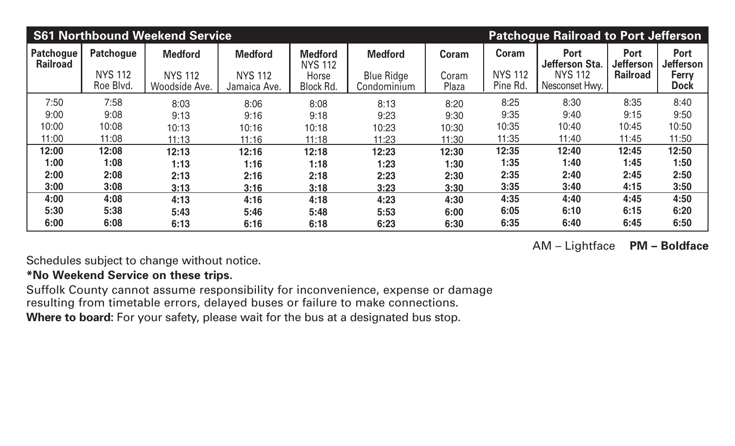| S61 Northbound Weekend Service | | | | | | | | Patchogue Railroad to Port Jefferson | | |
|---|---|---|---|---|---|---|---|---|---|---|
| **Patchogue Railroad** | **Patchogue** NYS 112 Roe Blvd. | **Medford** NYS 112 Woodside Ave. | **Medford** NYS 112 Jamaica Ave. | **Medford** NYS 112 Horse Block Rd. | **Medford** Blue Ridge Condominium | **Coram** Coram Plaza | **Coram** NYS 112 Pine Rd. | **Port Jefferson Sta.** NYS 112 Nesconset Hwy. | **Port Jefferson Railroad** | **Port Jefferson Ferry Dock** |
| 7:50 | 7:58 | 8:03 | 8:06 | 8:08 | 8:13 | 8:20 | 8:25 | 8:30 | 8:35 | 8:40 |
| 9:00 | 9:08 | 9:13 | 9:16 | 9:18 | 9:23 | 9:30 | 9:35 | 9:40 | 9:15 | 9:50 |
| 10:00 | 10:08 | 10:13 | 10:16 | 10:18 | 10:23 | 10:30 | 10:35 | 10:40 | 10:45 | 10:50 |
| 11:00 | 11:08 | 11:13 | 11:16 | 11:18 | 11:23 | 11:30 | 11:35 | 11:40 | 11:45 | 11:50 |
| **12:00** | **12:08** | **12:13** | **12:16** | **12:18** | **12:23** | **12:30** | **12:35** | **12:40** | **12:45** | **12:50** |
| **1:00** | **1:08** | **1:13** | **1:16** | **1:18** | **1:23** | **1:30** | **1:35** | **1:40** | **1:45** | **1:50** |
| **2:00** | **2:08** | **2:13** | **2:16** | **2:18** | **2:23** | **2:30** | **2:35** | **2:40** | **2:45** | **2:50** |
| **3:00** | **3:08** | **3:13** | **3:16** | **3:18** | **3:23** | **3:30** | **3:35** | **3:40** | **4:15** | **3:50** |
| **4:00** | **4:08** | **4:13** | **4:16** | **4:18** | **4:23** | **4:30** | **4:35** | **4:40** | **4:45** | **4:50** |
| **5:30** | **5:38** | **5:43** | **5:46** | **5:48** | **5:53** | **6:00** | **6:05** | **6:10** | **6:15** | **6:20** |
| **6:00** | **6:08** | **6:13** | **6:16** | **6:18** | **6:23** | **6:30** | **6:35** | **6:40** | **6:45** | **6:50** |

AM – Lightface **PM – Boldface**

Schedules subject to change without notice.

**\*No Weekend Service on these trips.**

Suffolk County cannot assume responsibility for inconvenience, expense or damage resulting from timetable errors, delayed buses or failure to make connections.

**Where to board:** For your safety, please wait for the bus at a designated bus stop.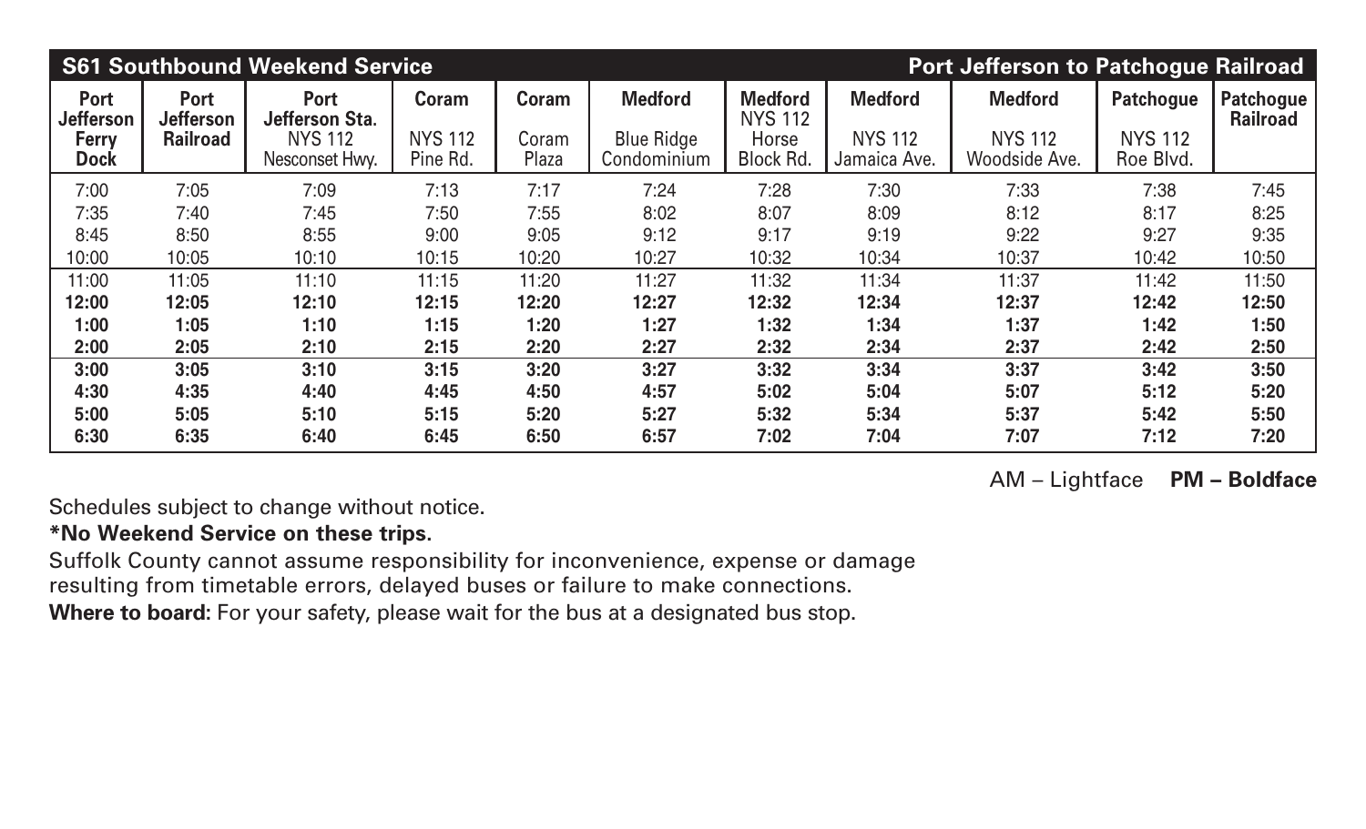| S61 Southbound Weekend Service | | | | | | Port Jefferson to Patchogue Railroad | | | | |
|---|---|---|---|---|---|---|---|---|---|---|
| Port Jefferson Ferry Dock | Port Jefferson Railroad | Port Jefferson Sta. NYS 112 Nesconset Hwy. | Coram NYS 112 Pine Rd. | Coram Coram Plaza | Medford Blue Ridge Condominium | Medford NYS 112 Horse Block Rd. | Medford NYS 112 Jamaica Ave. | Medford NYS 112 Woodside Ave. | Patchogue NYS 112 Roe Blvd. | Patchogue Railroad |
| 7:00 | 7:05 | 7:09 | 7:13 | 7:17 | 7:24 | 7:28 | 7:30 | 7:33 | 7:38 | 7:45 |
| 7:35 | 7:40 | 7:45 | 7:50 | 7:55 | 8:02 | 8:07 | 8:09 | 8:12 | 8:17 | 8:25 |
| 8:45 | 8:50 | 8:55 | 9:00 | 9:05 | 9:12 | 9:17 | 9:19 | 9:22 | 9:27 | 9:35 |
| 10:00 | 10:05 | 10:10 | 10:15 | 10:20 | 10:27 | 10:32 | 10:34 | 10:37 | 10:42 | 10:50 |
| 11:00 | 11:05 | 11:10 | 11:15 | 11:20 | 11:27 | 11:32 | 11:34 | 11:37 | 11:42 | 11:50 |
| **12:00** | **12:05** | **12:10** | **12:15** | **12:20** | **12:27** | **12:32** | **12:34** | **12:37** | **12:42** | **12:50** |
| **1:00** | **1:05** | **1:10** | **1:15** | **1:20** | **1:27** | **1:32** | **1:34** | **1:37** | **1:42** | **1:50** |
| **2:00** | **2:05** | **2:10** | **2:15** | **2:20** | **2:27** | **2:32** | **2:34** | **2:37** | **2:42** | **2:50** |
| **3:00** | **3:05** | **3:10** | **3:15** | **3:20** | **3:27** | **3:32** | **3:34** | **3:37** | **3:42** | **3:50** |
| **4:30** | **4:35** | **4:40** | **4:45** | **4:50** | **4:57** | **5:02** | **5:04** | **5:07** | **5:12** | **5:20** |
| **5:00** | **5:05** | **5:10** | **5:15** | **5:20** | **5:27** | **5:32** | **5:34** | **5:37** | **5:42** | **5:50** |
| **6:30** | **6:35** | **6:40** | **6:45** | **6:50** | **6:57** | **7:02** | **7:04** | **7:07** | **7:12** | **7:20** |

AM – Lightface **PM – Boldface**

Schedules subject to change without notice.

**\*No Weekend Service on these trips.**

Suffolk County cannot assume responsibility for inconvenience, expense or damage resulting from timetable errors, delayed buses or failure to make connections.

**Where to board:** For your safety, please wait for the bus at a designated bus stop.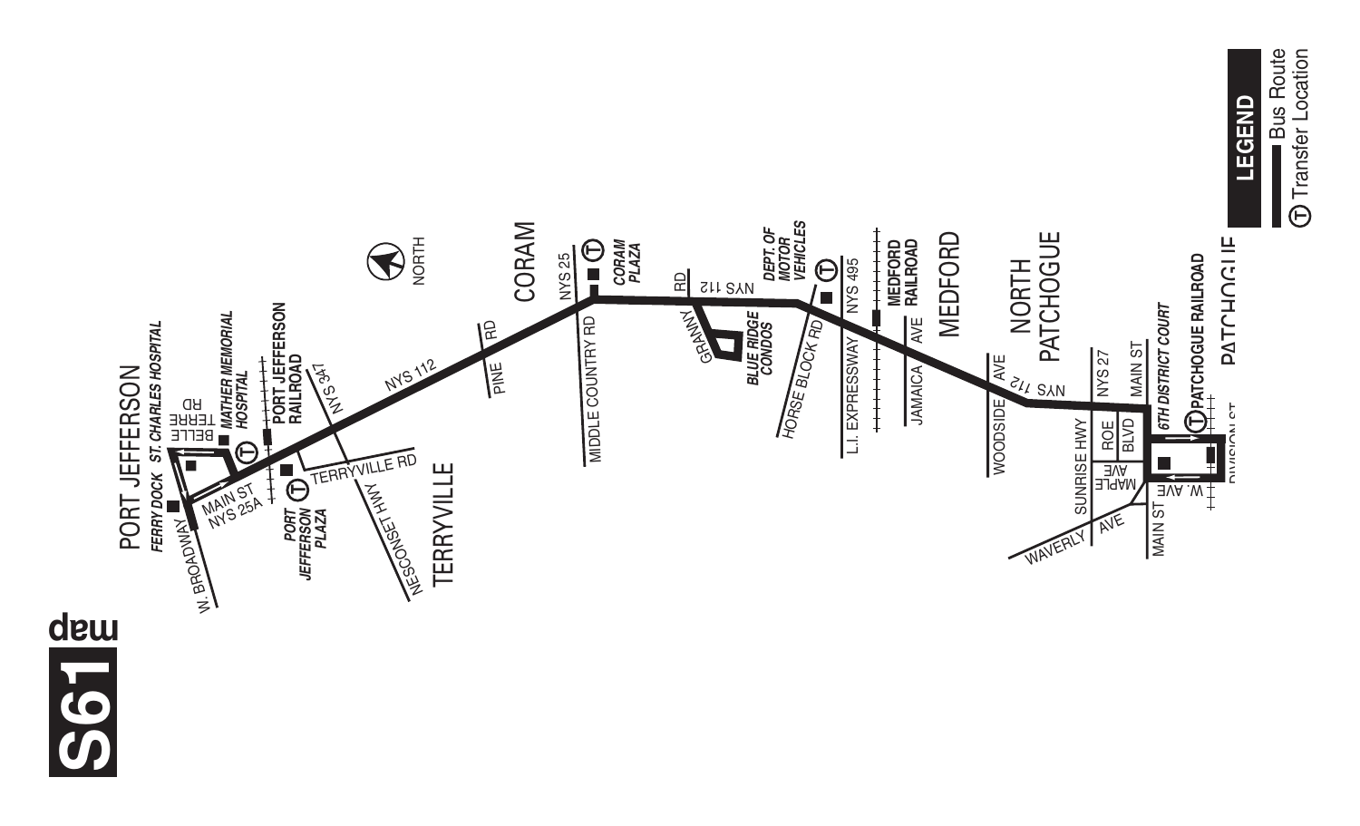# S61 map

PORT JEFFERSON

FERRY DOCK

ST. CHARLES HOSPITAL

BELLE TERRE RD

MATHER MEMORIAL HOSPITAL

PORT JEFFERSON RAILROAD

W. BROADWAY

MAIN ST NYS 25A

PORT JEFFERSON PLAZA

TERRYVILLE RD

NYS 347

NESCONSET HWY

TERRYVILLE

NYS 112

NORTH

PINE RD

CORAM

NYS 25

MIDDLE COUNTRY RD

CORAM PLAZA

GRANNY RD

BLUE RIDGE CONDOS

NYS 112

DEPT. OF MOTOR VEHICLES

HORSE BLOCK RD

NYS 495

L.I. EXPRESSWAY

MEDFORD RAILROAD

JAMAICA AVE

MEDFORD

WOODSIDE AVE

NYS 112

NORTH PATCHOGUE

NYS 27

SUNRISE HWY

ROE BLVD

MAIN ST

MAPLE AVE

WAVERLY AVE

6TH DISTRICT COURT

PATCHOGUE RAILROAD

MAIN ST

W. AVE

DIVISION ST

PATCHOGUE

**LEGEND**

Bus Route

Ⓣ Transfer Location